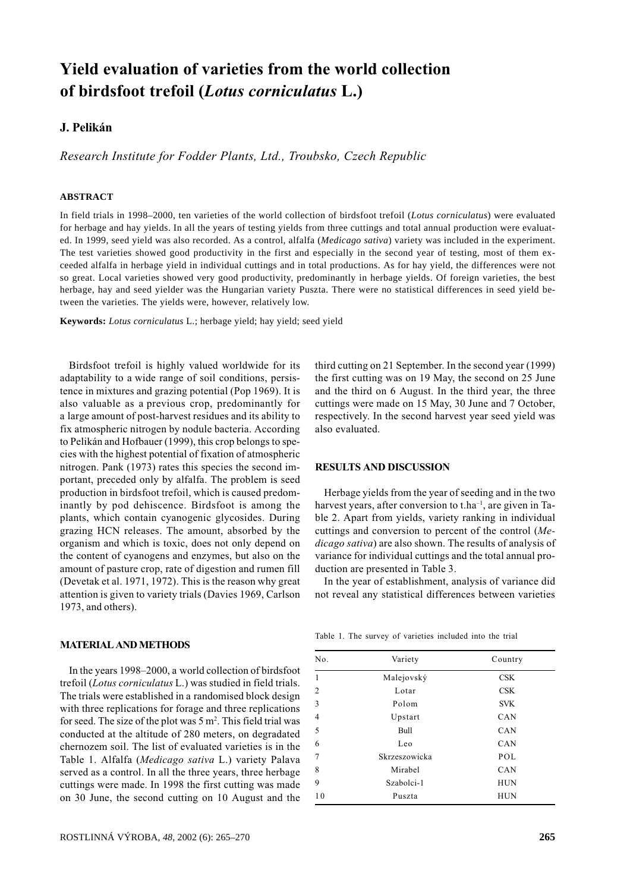# Yield evaluation of varieties from the world collection of birdsfoot trefoil (*Lotus corniculatus* L.)

**J. Pelikán**

*Research Institute for Fodder Plants, Ltd., Troubsko, Czech Republic*

#### ABSTRACT

In field trials in 1998–2000, ten varieties of the world collection of birdsfoot trefoil (*Lotus corniculatus*) were evaluated for herbage and hay yields. In all the years of testing yields from three cuttings and total annual production were evaluated. In 1999, seed yield was also recorded. As a control, alfalfa (*Medicago sativa*) variety was included in the experiment. The test varieties showed good productivity in the first and especially in the second year of testing, most of them exceeded alfalfa in herbage yield in individual cuttings and in total productions. As for hay yield, the differences were not so great. Local varieties showed very good productivity, predominantly in herbage yields. Of foreign varieties, the best herbage, hay and seed yielder was the Hungarian variety Puszta. There were no statistical differences in seed yield between the varieties. The yields were, however, relatively low.

**Keywords:** *Lotus corniculatus* L.; herbage yield; hay yield; seed yield

Birdsfoot trefoil is highly valued worldwide for its adaptability to a wide range of soil conditions, persistence in mixtures and grazing potential (Pop 1969). It is also valuable as a previous crop, predominantly for a large amount of post-harvest residues and its ability to fix atmospheric nitrogen by nodule bacteria. According to Pelikán and Hofbauer (1999), this crop belongs to species with the highest potential of fixation of atmospheric nitrogen. Pank (1973) rates this species the second important, preceded only by alfalfa. The problem is seed production in birdsfoot trefoil, which is caused predominantly by pod dehiscence. Birdsfoot is among the plants, which contain cyanogenic glycosides. During grazing HCN releases. The amount, absorbed by the organism and which is toxic, does not only depend on the content of cyanogens and enzymes, but also on the amount of pasture crop, rate of digestion and rumen fill (Devetak et al. 1971, 1972). This is the reason why great attention is given to variety trials (Davies 1969, Carlson 1973, and others).

#### MATERIAL AND METHODS

In the years 1998–2000, a world collection of birdsfoot trefoil (*Lotus corniculatus* L.) was studied in field trials. The trials were established in a randomised block design with three replications for forage and three replications for seed. The size of the plot was 5 $m^2$. This field trial was conducted at the altitude of 280 meters, on degradated chernozem soil. The list of evaluated varieties is in the Table 1. Alfalfa (*Medicago sativa* L.) variety Palava served as a control. In all the three years, three herbage cuttings were made. In 1998 the first cutting was made on 30 June, the second cutting on 10 August and the third cutting on 21 September. In the second year (1999) the first cutting was on 19 May, the second on 25 June and the third on 6 August. In the third year, the three cuttings were made on 15 May, 30 June and 7 October, respectively. In the second harvest year seed yield was also evaluated.

#### RESULTS AND DISCUSSION

Herbage yields from the year of seeding and in the two harvest years, after conversion to t.$ha^{-1}$, are given in Table 2. Apart from yields, variety ranking in individual cuttings and conversion to percent of the control (*Medicago sativa*) are also shown. The results of analysis of variance for individual cuttings and the total annual production are presented in Table 3.

In the year of establishment, analysis of variance did not reveal any statistical differences between varieties

Table 1. The survey of varieties included into the trial

| No. | Variety | Country |
|---|---|---|
| 1 | Malejovský | CSK |
| 2 | Lotar | CSK |
| 3 | Polom | SVK |
| 4 | Upstart | CAN |
| 5 | Bull | CAN |
| 6 | Leo | CAN |
| 7 | Skrzeszowicka | POL |
| 8 | Mirabel | CAN |
| 9 | Szabolci-1 | HUN |
| 10 | Puszta | HUN |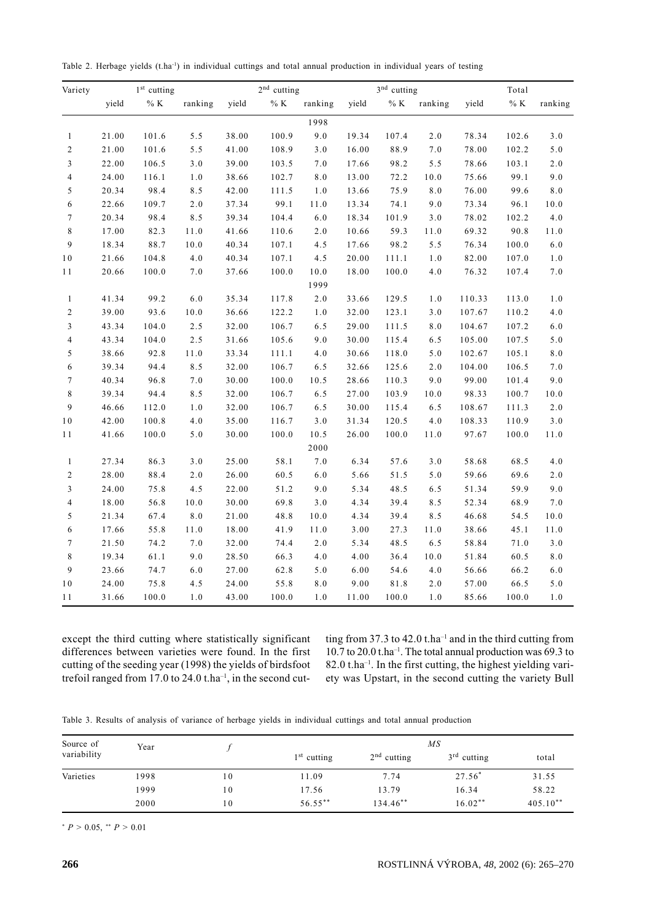Table 2. Herbage yields ($t.ha^{-1}$) in individual cuttings and total annual production in individual years of testing

| Variety | 1[st] cutting | | | 2[nd] cutting | | | 3[rd] cutting | | | Total | | |
|---|---|---|---|---|---|---|---|---|---|---|---|---|
| | yield | % K | ranking | yield | % K | ranking | yield | % K | ranking | yield | % K | ranking |
| | | | | | | 1998 | | | | | | |
| 1 | 21.00 | 101.6 | 5.5 | 38.00 | 100.9 | 9.0 | 19.34 | 107.4 | 2.0 | 78.34 | 102.6 | 3.0 |
| 2 | 21.00 | 101.6 | 5.5 | 41.00 | 108.9 | 3.0 | 16.00 | 88.9 | 7.0 | 78.00 | 102.2 | 5.0 |
| 3 | 22.00 | 106.5 | 3.0 | 39.00 | 103.5 | 7.0 | 17.66 | 98.2 | 5.5 | 78.66 | 103.1 | 2.0 |
| 4 | 24.00 | 116.1 | 1.0 | 38.66 | 102.7 | 8.0 | 13.00 | 72.2 | 10.0 | 75.66 | 99.1 | 9.0 |
| 5 | 20.34 | 98.4 | 8.5 | 42.00 | 111.5 | 1.0 | 13.66 | 75.9 | 8.0 | 76.00 | 99.6 | 8.0 |
| 6 | 22.66 | 109.7 | 2.0 | 37.34 | 99.1 | 11.0 | 13.34 | 74.1 | 9.0 | 73.34 | 96.1 | 10.0 |
| 7 | 20.34 | 98.4 | 8.5 | 39.34 | 104.4 | 6.0 | 18.34 | 101.9 | 3.0 | 78.02 | 102.2 | 4.0 |
| 8 | 17.00 | 82.3 | 11.0 | 41.66 | 110.6 | 2.0 | 10.66 | 59.3 | 11.0 | 69.32 | 90.8 | 11.0 |
| 9 | 18.34 | 88.7 | 10.0 | 40.34 | 107.1 | 4.5 | 17.66 | 98.2 | 5.5 | 76.34 | 100.0 | 6.0 |
| 10 | 21.66 | 104.8 | 4.0 | 40.34 | 107.1 | 4.5 | 20.00 | 111.1 | 1.0 | 82.00 | 107.0 | 1.0 |
| 11 | 20.66 | 100.0 | 7.0 | 37.66 | 100.0 | 10.0 | 18.00 | 100.0 | 4.0 | 76.32 | 107.4 | 7.0 |
| | | | | | | 1999 | | | | | | |
| 1 | 41.34 | 99.2 | 6.0 | 35.34 | 117.8 | 2.0 | 33.66 | 129.5 | 1.0 | 110.33 | 113.0 | 1.0 |
| 2 | 39.00 | 93.6 | 10.0 | 36.66 | 122.2 | 1.0 | 32.00 | 123.1 | 3.0 | 107.67 | 110.2 | 4.0 |
| 3 | 43.34 | 104.0 | 2.5 | 32.00 | 106.7 | 6.5 | 29.00 | 111.5 | 8.0 | 104.67 | 107.2 | 6.0 |
| 4 | 43.34 | 104.0 | 2.5 | 31.66 | 105.6 | 9.0 | 30.00 | 115.4 | 6.5 | 105.00 | 107.5 | 5.0 |
| 5 | 38.66 | 92.8 | 11.0 | 33.34 | 111.1 | 4.0 | 30.66 | 118.0 | 5.0 | 102.67 | 105.1 | 8.0 |
| 6 | 39.34 | 94.4 | 8.5 | 32.00 | 106.7 | 6.5 | 32.66 | 125.6 | 2.0 | 104.00 | 106.5 | 7.0 |
| 7 | 40.34 | 96.8 | 7.0 | 30.00 | 100.0 | 10.5 | 28.66 | 110.3 | 9.0 | 99.00 | 101.4 | 9.0 |
| 8 | 39.34 | 94.4 | 8.5 | 32.00 | 106.7 | 6.5 | 27.00 | 103.9 | 10.0 | 98.33 | 100.7 | 10.0 |
| 9 | 46.66 | 112.0 | 1.0 | 32.00 | 106.7 | 6.5 | 30.00 | 115.4 | 6.5 | 108.67 | 111.3 | 2.0 |
| 10 | 42.00 | 100.8 | 4.0 | 35.00 | 116.7 | 3.0 | 31.34 | 120.5 | 4.0 | 108.33 | 110.9 | 3.0 |
| 11 | 41.66 | 100.0 | 5.0 | 30.00 | 100.0 | 10.5 | 26.00 | 100.0 | 11.0 | 97.67 | 100.0 | 11.0 |
| | | | | | | 2000 | | | | | | |
| 1 | 27.34 | 86.3 | 3.0 | 25.00 | 58.1 | 7.0 | 6.34 | 57.6 | 3.0 | 58.68 | 68.5 | 4.0 |
| 2 | 28.00 | 88.4 | 2.0 | 26.00 | 60.5 | 6.0 | 5.66 | 51.5 | 5.0 | 59.66 | 69.6 | 2.0 |
| 3 | 24.00 | 75.8 | 4.5 | 22.00 | 51.2 | 9.0 | 5.34 | 48.5 | 6.5 | 51.34 | 59.9 | 9.0 |
| 4 | 18.00 | 56.8 | 10.0 | 30.00 | 69.8 | 3.0 | 4.34 | 39.4 | 8.5 | 52.34 | 68.9 | 7.0 |
| 5 | 21.34 | 67.4 | 8.0 | 21.00 | 48.8 | 10.0 | 4.34 | 39.4 | 8.5 | 46.68 | 54.5 | 10.0 |
| 6 | 17.66 | 55.8 | 11.0 | 18.00 | 41.9 | 11.0 | 3.00 | 27.3 | 11.0 | 38.66 | 45.1 | 11.0 |
| 7 | 21.50 | 74.2 | 7.0 | 32.00 | 74.4 | 2.0 | 5.34 | 48.5 | 6.5 | 58.84 | 71.0 | 3.0 |
| 8 | 19.34 | 61.1 | 9.0 | 28.50 | 66.3 | 4.0 | 4.00 | 36.4 | 10.0 | 51.84 | 60.5 | 8.0 |
| 9 | 23.66 | 74.7 | 6.0 | 27.00 | 62.8 | 5.0 | 6.00 | 54.6 | 4.0 | 56.66 | 66.2 | 6.0 |
| 10 | 24.00 | 75.8 | 4.5 | 24.00 | 55.8 | 8.0 | 9.00 | 81.8 | 2.0 | 57.00 | 66.5 | 5.0 |
| 11 | 31.66 | 100.0 | 1.0 | 43.00 | 100.0 | 1.0 | 11.00 | 100.0 | 1.0 | 85.66 | 100.0 | 1.0 |

except the third cutting where statistically significant differences between varieties were found. In the first cutting of the seeding year (1998) the yields of birdsfoot trefoil ranged from 17.0 to 24.0 $t.ha^{-1}$, in the second cutting from 37.3 to 42.0 $t.ha^{-1}$ and in the third cutting from 10.7 to 20.0 $t.ha^{-1}$. The total annual production was 69.3 to 82.0 $t.ha^{-1}$. In the first cutting, the highest yielding variety was Upstart, in the second cutting the variety Bull

Table 3. Results of analysis of variance of herbage yields in individual cuttings and total annual production

| Source of variability | Year | $f$ | *MS* | | | |
|---|---|---|---|---|---|---|
| | | | 1[st] cutting | 2[nd] cutting | 3[rd] cutting | total |
| Varieties | 1998 | 10 | 11.09 | 7.74 | $27.56^{*}$ | 31.55 |
| | 1999 | 10 | 17.56 | 13.79 | 16.34 | 58.22 |
| | 2000 | 10 | $56.55^{**}$ | $134.46^{**}$ | $16.02^{**}$ | $405.10^{**}$ |

$^{*}$ $P > 0.05$, $^{**}$ $P > 0.01$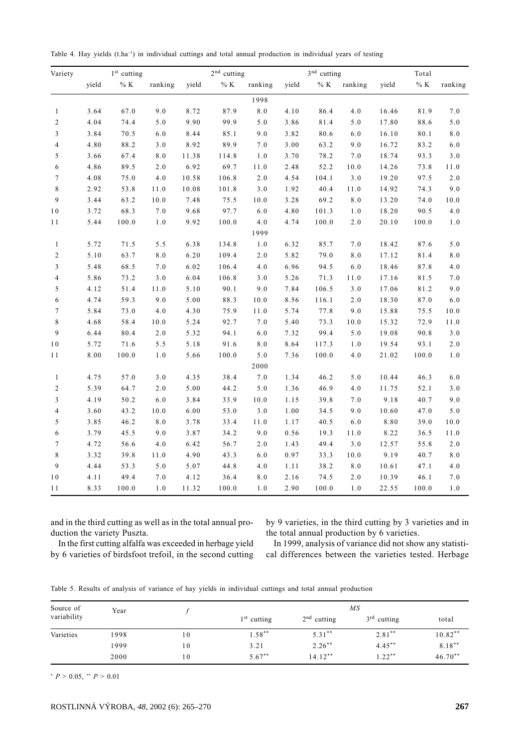Table 4. Hay yields ($t.ha^{-1}$) in individual cuttings and total annual production in individual years of testing

| Variety | 1st cutting | | | 2nd cutting | | | 3rd cutting | | | Total | | |
|---|---|---|---|---|---|---|---|---|---|---|---|---|
| | yield | % K | ranking | yield | % K | ranking | yield | % K | ranking | yield | % K | ranking |
| | | | | | | 1998 | | | | | | |
| 1 | 3.64 | 67.0 | 9.0 | 8.72 | 87.9 | 8.0 | 4.10 | 86.4 | 4.0 | 16.46 | 81.9 | 7.0 |
| 2 | 4.04 | 74.4 | 5.0 | 9.90 | 99.9 | 5.0 | 3.86 | 81.4 | 5.0 | 17.80 | 88.6 | 5.0 |
| 3 | 3.84 | 70.5 | 6.0 | 8.44 | 85.1 | 9.0 | 3.82 | 80.6 | 6.0 | 16.10 | 80.1 | 8.0 |
| 4 | 4.80 | 88.2 | 3.0 | 8.92 | 89.9 | 7.0 | 3.00 | 63.2 | 9.0 | 16.72 | 83.2 | 6.0 |
| 5 | 3.66 | 67.4 | 8.0 | 11.38 | 114.8 | 1.0 | 3.70 | 78.2 | 7.0 | 18.74 | 93.3 | 3.0 |
| 6 | 4.86 | 89.5 | 2.0 | 6.92 | 69.7 | 11.0 | 2.48 | 52.2 | 10.0 | 14.26 | 73.8 | 11.0 |
| 7 | 4.08 | 75.0 | 4.0 | 10.58 | 106.8 | 2.0 | 4.54 | 104.1 | 3.0 | 19.20 | 97.5 | 2.0 |
| 8 | 2.92 | 53.8 | 11.0 | 10.08 | 101.8 | 3.0 | 1.92 | 40.4 | 11.0 | 14.92 | 74.3 | 9.0 |
| 9 | 3.44 | 63.2 | 10.0 | 7.48 | 75.5 | 10.0 | 3.28 | 69.2 | 8.0 | 13.20 | 74.0 | 10.0 |
| 10 | 3.72 | 68.3 | 7.0 | 9.68 | 97.7 | 6.0 | 4.80 | 101.3 | 1.0 | 18.20 | 90.5 | 4.0 |
| 11 | 5.44 | 100.0 | 1.0 | 9.92 | 100.0 | 4.0 | 4.74 | 100.0 | 2.0 | 20.10 | 100.0 | 1.0 |
| | | | | | | 1999 | | | | | | |
| 1 | 5.72 | 71.5 | 5.5 | 6.38 | 134.8 | 1.0 | 6.32 | 85.7 | 7.0 | 18.42 | 87.6 | 5.0 |
| 2 | 5.10 | 63.7 | 8.0 | 6.20 | 109.4 | 2.0 | 5.82 | 79.0 | 8.0 | 17.12 | 81.4 | 8.0 |
| 3 | 5.48 | 68.5 | 7.0 | 6.02 | 106.4 | 4.0 | 6.96 | 94.5 | 6.0 | 18.46 | 87.8 | 4.0 |
| 4 | 5.86 | 73.2 | 3.0 | 6.04 | 106.8 | 3.0 | 5.26 | 71.3 | 11.0 | 17.16 | 81.5 | 7.0 |
| 5 | 4.12 | 51.4 | 11.0 | 5.10 | 90.1 | 9.0 | 7.84 | 106.5 | 3.0 | 17.06 | 81.2 | 9.0 |
| 6 | 4.74 | 59.3 | 9.0 | 5.00 | 88.3 | 10.0 | 8.56 | 116.1 | 2.0 | 18.30 | 87.0 | 6.0 |
| 7 | 5.84 | 73.0 | 4.0 | 4.30 | 75.9 | 11.0 | 5.74 | 77.8 | 9.0 | 15.88 | 75.5 | 10.0 |
| 8 | 4.68 | 58.4 | 10.0 | 5.24 | 92.7 | 7.0 | 5.40 | 73.3 | 10.0 | 15.32 | 72.9 | 11.0 |
| 9 | 6.44 | 80.4 | 2.0 | 5.32 | 94.1 | 6.0 | 7.32 | 99.4 | 5.0 | 19.08 | 90.8 | 3.0 |
| 10 | 5.72 | 71.6 | 5.5 | 5.18 | 91.6 | 8.0 | 8.64 | 117.3 | 1.0 | 19.54 | 93.1 | 2.0 |
| 11 | 8.00 | 100.0 | 1.0 | 5.66 | 100.0 | 5.0 | 7.36 | 100.0 | 4.0 | 21.02 | 100.0 | 1.0 |
| | | | | | | 2000 | | | | | | |
| 1 | 4.75 | 57.0 | 3.0 | 4.35 | 38.4 | 7.0 | 1.34 | 46.2 | 5.0 | 10.44 | 46.3 | 6.0 |
| 2 | 5.39 | 64.7 | 2.0 | 5.00 | 44.2 | 5.0 | 1.36 | 46.9 | 4.0 | 11.75 | 52.1 | 3.0 |
| 3 | 4.19 | 50.2 | 6.0 | 3.84 | 33.9 | 10.0 | 1.15 | 39.8 | 7.0 | 9.18 | 40.7 | 9.0 |
| 4 | 3.60 | 43.2 | 10.0 | 6.00 | 53.0 | 3.0 | 1.00 | 34.5 | 9.0 | 10.60 | 47.0 | 5.0 |
| 5 | 3.85 | 46.2 | 8.0 | 3.78 | 33.4 | 11.0 | 1.17 | 40.5 | 6.0 | 8.80 | 39.0 | 10.0 |
| 6 | 3.79 | 45.5 | 9.0 | 3.87 | 34.2 | 9.0 | 0.56 | 19.3 | 11.0 | 8.22 | 36.5 | 11.0 |
| 7 | 4.72 | 56.6 | 4.0 | 6.42 | 56.7 | 2.0 | 1.43 | 49.4 | 3.0 | 12.57 | 55.8 | 2.0 |
| 8 | 3.32 | 39.8 | 11.0 | 4.90 | 43.3 | 6.0 | 0.97 | 33.3 | 10.0 | 9.19 | 40.7 | 8.0 |
| 9 | 4.44 | 53.3 | 5.0 | 5.07 | 44.8 | 4.0 | 1.11 | 38.2 | 8.0 | 10.61 | 47.1 | 4.0 |
| 10 | 4.11 | 49.4 | 7.0 | 4.12 | 36.4 | 8.0 | 2.16 | 74.5 | 2.0 | 10.39 | 46.1 | 7.0 |
| 11 | 8.33 | 100.0 | 1.0 | 11.32 | 100.0 | 1.0 | 2.90 | 100.0 | 1.0 | 22.55 | 100.0 | 1.0 |

and in the third cutting as well as in the total annual production the variety Puszta.

In the first cutting alfalfa was exceeded in herbage yield by 6 varieties of birdsfoot trefoil, in the second cutting by 9 varieties, in the third cutting by 3 varieties and in the total annual production by 6 varieties.

In 1999, analysis of variance did not show any statistical differences between the varieties tested. Herbage

Table 5. Results of analysis of variance of hay yields in individual cuttings and total annual production

| Source of variability | Year | $f$ | $MS$ | | | |
|---|---|---|---|---|---|---|
| | | | 1st cutting | 2nd cutting | 3rd cutting | total |
| Varieties | 1998 | 10 | $1.58^{**}$ | $5.31^{**}$ | $2.81^{**}$ | $10.82^{**}$ |
| | 1999 | 10 | 3.21 | $2.26^{**}$ | $4.45^{**}$ | $8.18^{**}$ |
| | 2000 | 10 | $5.67^{**}$ | $14.12^{**}$ | $1.22^{**}$ | $46.70^{**}$ |

$^{*}$ $P > 0.05$, $^{**}$ $P > 0.01$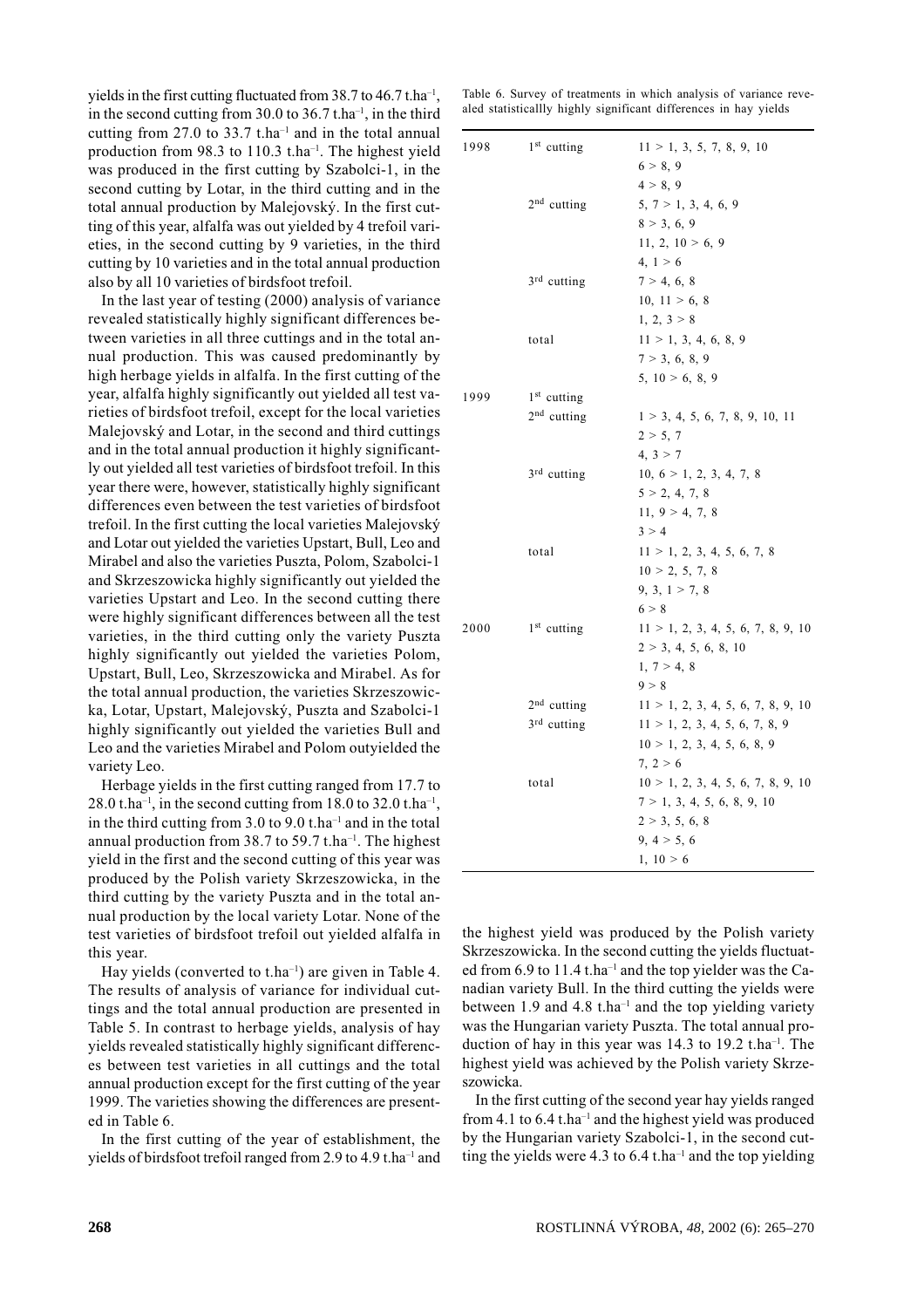yields in the first cutting fluctuated from 38.7 to 46.7 $t.ha^{-1}$, in the second cutting from 30.0 to 36.7 $t.ha^{-1}$, in the third cutting from 27.0 to 33.7 $t.ha^{-1}$ and in the total annual production from 98.3 to 110.3 $t.ha^{-1}$. The highest yield was produced in the first cutting by Szabolci-1, in the second cutting by Lotar, in the third cutting and in the total annual production by Malejovský. In the first cutting of this year, alfalfa was out yielded by 4 trefoil varieties, in the second cutting by 9 varieties, in the third cutting by 10 varieties and in the total annual production also by all 10 varieties of birdsfoot trefoil.

In the last year of testing (2000) analysis of variance revealed statistically highly significant differences between varieties in all three cuttings and in the total annual production. This was caused predominantly by high herbage yields in alfalfa. In the first cutting of the year, alfalfa highly significantly out yielded all test varieties of birdsfoot trefoil, except for the local varieties Malejovský and Lotar, in the second and third cuttings and in the total annual production it highly significantly out yielded all test varieties of birdsfoot trefoil. In this year there were, however, statistically highly significant differences even between the test varieties of birdsfoot trefoil. In the first cutting the local varieties Malejovský and Lotar out yielded the varieties Upstart, Bull, Leo and Mirabel and also the varieties Puszta, Polom, Szabolci-1 and Skrzeszowicka highly significantly out yielded the varieties Upstart and Leo. In the second cutting there were highly significant differences between all the test varieties, in the third cutting only the variety Puszta highly significantly out yielded the varieties Polom, Upstart, Bull, Leo, Skrzeszowicka and Mirabel. As for the total annual production, the varieties Skrzeszowicka, Lotar, Upstart, Malejovský, Puszta and Szabolci-1 highly significantly out yielded the varieties Bull and Leo and the varieties Mirabel and Polom outyielded the variety Leo.

Herbage yields in the first cutting ranged from 17.7 to 28.0 $t.ha^{-1}$, in the second cutting from 18.0 to 32.0 $t.ha^{-1}$, in the third cutting from 3.0 to 9.0 $t.ha^{-1}$ and in the total annual production from 38.7 to 59.7 $t.ha^{-1}$. The highest yield in the first and the second cutting of this year was produced by the Polish variety Skrzeszowicka, in the third cutting by the variety Puszta and in the total annual production by the local variety Lotar. None of the test varieties of birdsfoot trefoil out yielded alfalfa in this year.

Hay yields (converted to $t.ha^{-1}$) are given in Table 4. The results of analysis of variance for individual cuttings and the total annual production are presented in Table 5. In contrast to herbage yields, analysis of hay yields revealed statistically highly significant differences between test varieties in all cuttings and the total annual production except for the first cutting of the year 1999. The varieties showing the differences are presented in Table 6.

In the first cutting of the year of establishment, the yields of birdsfoot trefoil ranged from 2.9 to 4.9 $t.ha^{-1}$ and the highest yield was produced by the Polish variety Skrzeszowicka. In the second cutting the yields fluctuated from 6.9 to 11.4 $t.ha^{-1}$ and the top yielder was the Canadian variety Bull. In the third cutting the yields were between 1.9 and 4.8 $t.ha^{-1}$ and the top yielding variety was the Hungarian variety Puszta. The total annual production of hay in this year was 14.3 to 19.2 $t.ha^{-1}$. The highest yield was achieved by the Polish variety Skrzeszowicka.

In the first cutting of the second year hay yields ranged from 4.1 to 6.4 $t.ha^{-1}$ and the highest yield was produced by the Hungarian variety Szabolci-1, in the second cutting the yields were 4.3 to 6.4 $t.ha^{-1}$ and the top yielding

Table 6. Survey of treatments in which analysis of variance revealed statisticallly highly significant differences in hay yields

| Year | Cutting | Differences |
|---|---|---|
| 1998 | 1st cutting | 11 > 1, 3, 5, 7, 8, 9, 10 |
| | | 6 > 8, 9 |
| | | 4 > 8, 9 |
| | 2nd cutting | 5, 7 > 1, 3, 4, 6, 9 |
| | | 8 > 3, 6, 9 |
| | | 11, 2, 10 > 6, 9 |
| | | 4, 1 > 6 |
| | 3rd cutting | 7 > 4, 6, 8 |
| | | 10, 11 > 6, 8 |
| | | 1, 2, 3 > 8 |
| | total | 11 > 1, 3, 4, 6, 8, 9 |
| | | 7 > 3, 6, 8, 9 |
| | | 5, 10 > 6, 8, 9 |
| 1999 | 1st cutting | |
| | 2nd cutting | 1 > 3, 4, 5, 6, 7, 8, 9, 10, 11 |
| | | 2 > 5, 7 |
| | | 4, 3 > 7 |
| | 3rd cutting | 10, 6 > 1, 2, 3, 4, 7, 8 |
| | | 5 > 2, 4, 7, 8 |
| | | 11, 9 > 4, 7, 8 |
| | | 3 > 4 |
| | total | 11 > 1, 2, 3, 4, 5, 6, 7, 8 |
| | | 10 > 2, 5, 7, 8 |
| | | 9, 3, 1 > 7, 8 |
| | | 6 > 8 |
| 2000 | 1st cutting | 11 > 1, 2, 3, 4, 5, 6, 7, 8, 9, 10 |
| | | 2 > 3, 4, 5, 6, 8, 10 |
| | | 1, 7 > 4, 8 |
| | | 9 > 8 |
| | 2nd cutting | 11 > 1, 2, 3, 4, 5, 6, 7, 8, 9, 10 |
| | 3rd cutting | 11 > 1, 2, 3, 4, 5, 6, 7, 8, 9 |
| | | 10 > 1, 2, 3, 4, 5, 6, 8, 9 |
| | | 7, 2 > 6 |
| | total | 10 > 1, 2, 3, 4, 5, 6, 7, 8, 9, 10 |
| | | 7 > 1, 3, 4, 5, 6, 8, 9, 10 |
| | | 2 > 3, 5, 6, 8 |
| | | 9, 4 > 5, 6 |
| | | 1, 10 > 6 |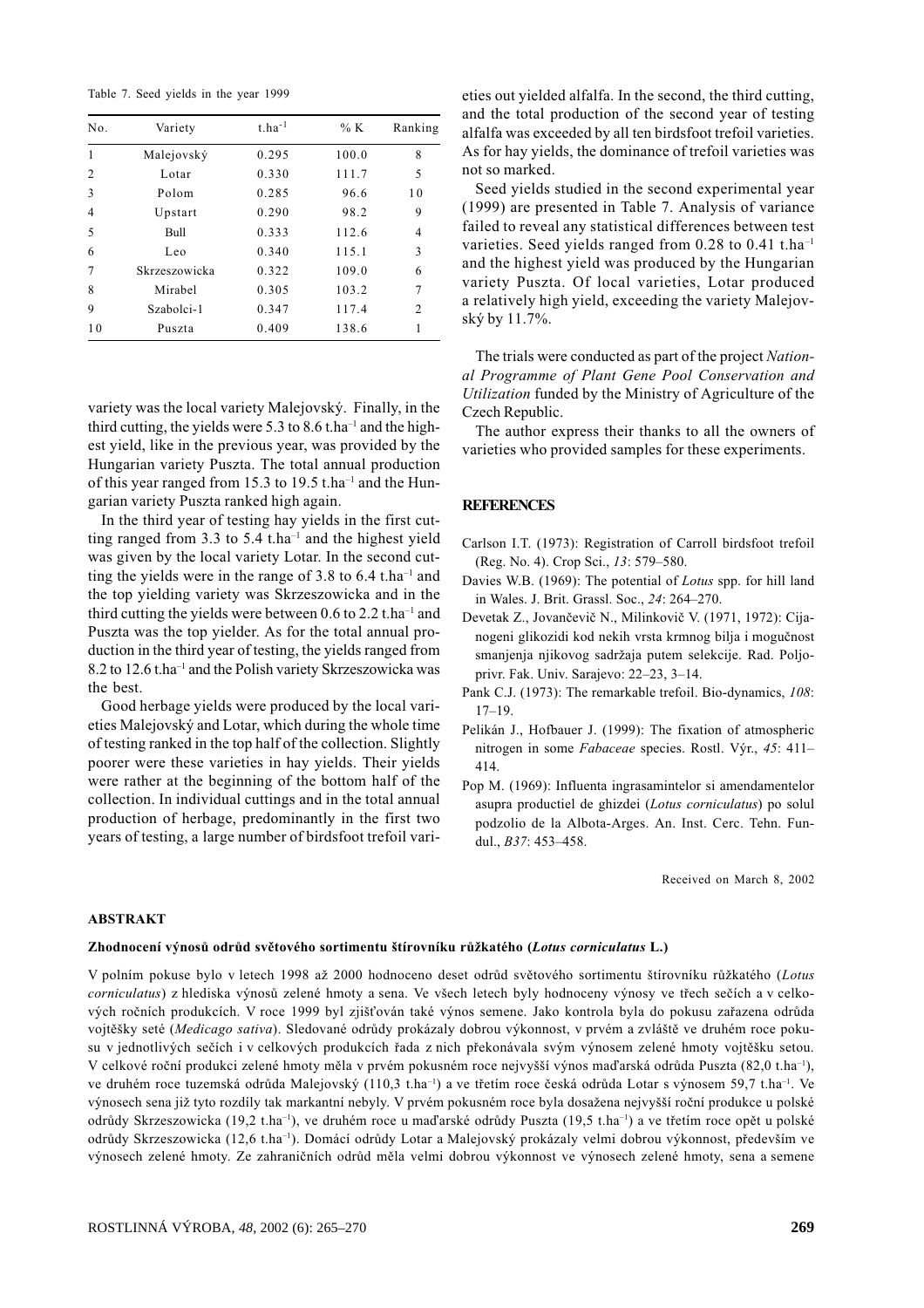Table 7. Seed yields in the year 1999

| No. | Variety | $t.ha^{-1}$ | % K | Ranking |
|---|---|---|---|---|
| 1 | Malejovský | 0.295 | 100.0 | 8 |
| 2 | Lotar | 0.330 | 111.7 | 5 |
| 3 | Polom | 0.285 | 96.6 | 10 |
| 4 | Upstart | 0.290 | 98.2 | 9 |
| 5 | Bull | 0.333 | 112.6 | 4 |
| 6 | Leo | 0.340 | 115.1 | 3 |
| 7 | Skrzeszowicka | 0.322 | 109.0 | 6 |
| 8 | Mirabel | 0.305 | 103.2 | 7 |
| 9 | Szabolci-1 | 0.347 | 117.4 | 2 |
| 10 | Puszta | 0.409 | 138.6 | 1 |

variety was the local variety Malejovský. Finally, in the third cutting, the yields were 5.3 to 8.6 $t.ha^{-1}$ and the highest yield, like in the previous year, was provided by the Hungarian variety Puszta. The total annual production of this year ranged from 15.3 to 19.5 $t.ha^{-1}$ and the Hungarian variety Puszta ranked high again.

In the third year of testing hay yields in the first cutting ranged from 3.3 to 5.4 $t.ha^{-1}$ and the highest yield was given by the local variety Lotar. In the second cutting the yields were in the range of 3.8 to 6.4 $t.ha^{-1}$ and the top yielding variety was Skrzeszowicka and in the third cutting the yields were between 0.6 to 2.2 $t.ha^{-1}$ and Puszta was the top yielder. As for the total annual production in the third year of testing, the yields ranged from 8.2 to 12.6 $t.ha^{-1}$ and the Polish variety Skrzeszowicka was the best.

Good herbage yields were produced by the local varieties Malejovský and Lotar, which during the whole time of testing ranked in the top half of the collection. Slightly poorer were these varieties in hay yields. Their yields were rather at the beginning of the bottom half of the collection. In individual cuttings and in the total annual production of herbage, predominantly in the first two years of testing, a large number of birdsfoot trefoil varieties out yielded alfalfa. In the second, the third cutting, and the total production of the second year of testing alfalfa was exceeded by all ten birdsfoot trefoil varieties. As for hay yields, the dominance of trefoil varieties was not so marked.

Seed yields studied in the second experimental year (1999) are presented in Table 7. Analysis of variance failed to reveal any statistical differences between test varieties. Seed yields ranged from 0.28 to 0.41 $t.ha^{-1}$ and the highest yield was produced by the Hungarian variety Puszta. Of local varieties, Lotar produced a relatively high yield, exceeding the variety Malejovský by 11.7%.

The trials were conducted as part of the project *National Programme of Plant Gene Pool Conservation and Utilization* funded by the Ministry of Agriculture of the Czech Republic.

The author express their thanks to all the owners of varieties who provided samples for these experiments.

## REFERENCES

Carlson I.T. (1973): Registration of Carroll birdsfoot trefoil (Reg. No. 4). Crop Sci., *13*: 579–580.

Davies W.B. (1969): The potential of *Lotus* spp. for hill land in Wales. J. Brit. Grassl. Soc., *24*: 264–270.

Devetak Z., Jovančevič N., Milinkovič V. (1971, 1972): Cijanogeni glikozidi kod nekih vrsta krmnog bilja i mogučnost smanjenja njikovog sadržaja putem selekcije. Rad. Poljoprivr. Fak. Univ. Sarajevo: 22–23, 3–14.

Pank C.J. (1973): The remarkable trefoil. Bio-dynamics, *108*: 17–19.

Pelikán J., Hofbauer J. (1999): The fixation of atmospheric nitrogen in some *Fabaceae* species. Rostl. Výr., *45*: 411–414.

Pop M. (1969): Influenta ingrasamintelor si amendamentelor asupra productiel de ghizdei (*Lotus corniculatus*) po solul podzolio de la Albota-Arges. An. Inst. Cerc. Tehn. Fundul., *B37*: 453–458.

Received on March 8, 2002

## ABSTRAKT

**Zhodnocení výnosů odrůd světového sortimentu štírovníku růžkatého (*Lotus corniculatus* L.)**

V polním pokuse bylo v letech 1998 až 2000 hodnoceno deset odrůd světového sortimentu štírovníku růžkatého (*Lotus corniculatus*) z hlediska výnosů zelené hmoty a sena. Ve všech letech byly hodnoceny výnosy ve třech sečích a v celkových ročních produkcích. V roce 1999 byl zjišťován také výnos semene. Jako kontrola byla do pokusu zařazena odrůda vojtěšky seté (*Medicago sativa*). Sledované odrůdy prokázaly dobrou výkonnost, v prvém a zvláště ve druhém roce pokusu v jednotlivých sečích i v celkových produkcích řada z nich překonávala svým výnosem zelené hmoty vojtěšku setou. V celkové roční produkci zelené hmoty měla v prvém pokusném roce nejvyšší výnos maďarská odrůda Puszta (82,0 $t.ha^{-1}$), ve druhém roce tuzemská odrůda Malejovský (110,3 $t.ha^{-1}$) a ve třetím roce česká odrůda Lotar s výnosem 59,7 $t.ha^{-1}$. Ve výnosech sena již tyto rozdíly tak markantní nebyly. V prvém pokusném roce byla dosažena nejvyšší roční produkce u polské odrůdy Skrzeszowicka (19,2 $t.ha^{-1}$), ve druhém roce u maďarské odrůdy Puszta (19,5 $t.ha^{-1}$) a ve třetím roce opět u polské odrůdy Skrzeszowicka (12,6 $t.ha^{-1}$). Domácí odrůdy Lotar a Malejovský prokázaly velmi dobrou výkonnost, především ve výnosech zelené hmoty. Ze zahraničních odrůd měla velmi dobrou výkonnost ve výnosech zelené hmoty, sena a semene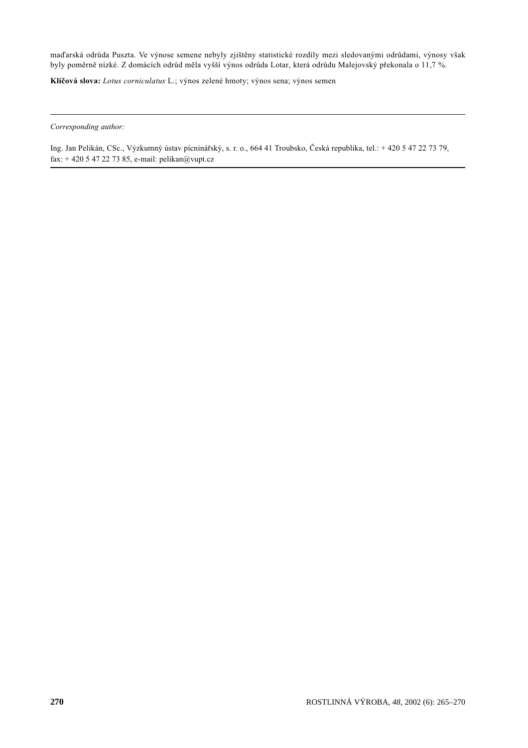maďarská odrůda Puszta. Ve výnose semene nebyly zjištěny statistické rozdíly mezi sledovanými odrůdami, výnosy však byly poměrně nízké. Z domácích odrůd měla vyšší výnos odrůda Lotar, která odrůdu Malejovský překonala o 11,7 %.

**Klíčová slova:** *Lotus corniculatus* L.; výnos zelené hmoty; výnos sena; výnos semen

---

*Corresponding author:*

Ing. Jan Pelikán, CSc., Výzkumný ústav pícninářský, s. r. o., 664 41 Troubsko, Česká republika, tel.: + 420 5 47 22 73 79, fax: + 420 5 47 22 73 85, e-mail: pelikan@vupt.cz